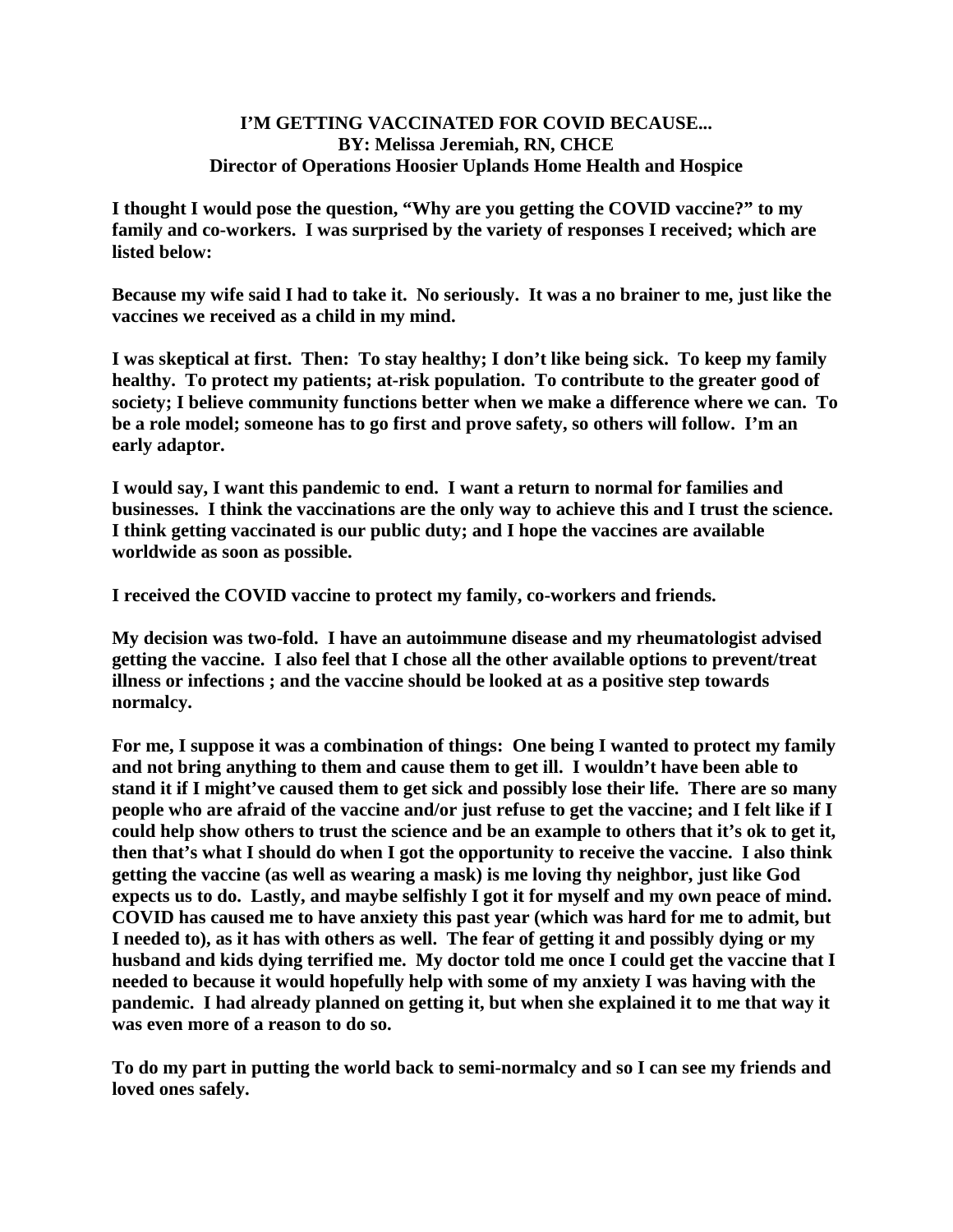# I'M GETTING VACCINATED FOR COVID BECAUSE...

**BY: Melissa Jeremiah, RN, CHCE**
**Director of Operations Hoosier Uplands Home Health and Hospice**

**I thought I would pose the question, "Why are you getting the COVID vaccine?" to my family and co-workers. I was surprised by the variety of responses I received; which are listed below:**

**Because my wife said I had to take it. No seriously. It was a no brainer to me, just like the vaccines we received as a child in my mind.**

**I was skeptical at first. Then: To stay healthy; I don't like being sick. To keep my family healthy. To protect my patients; at-risk population. To contribute to the greater good of society; I believe community functions better when we make a difference where we can. To be a role model; someone has to go first and prove safety, so others will follow. I'm an early adaptor.**

**I would say, I want this pandemic to end. I want a return to normal for families and businesses. I think the vaccinations are the only way to achieve this and I trust the science. I think getting vaccinated is our public duty; and I hope the vaccines are available worldwide as soon as possible.**

**I received the COVID vaccine to protect my family, co-workers and friends.**

**My decision was two-fold. I have an autoimmune disease and my rheumatologist advised getting the vaccine. I also feel that I chose all the other available options to prevent/treat illness or infections ; and the vaccine should be looked at as a positive step towards normalcy.**

**For me, I suppose it was a combination of things: One being I wanted to protect my family and not bring anything to them and cause them to get ill. I wouldn't have been able to stand it if I might've caused them to get sick and possibly lose their life. There are so many people who are afraid of the vaccine and/or just refuse to get the vaccine; and I felt like if I could help show others to trust the science and be an example to others that it's ok to get it, then that's what I should do when I got the opportunity to receive the vaccine. I also think getting the vaccine (as well as wearing a mask) is me loving thy neighbor, just like God expects us to do. Lastly, and maybe selfishly I got it for myself and my own peace of mind. COVID has caused me to have anxiety this past year (which was hard for me to admit, but I needed to), as it has with others as well. The fear of getting it and possibly dying or my husband and kids dying terrified me. My doctor told me once I could get the vaccine that I needed to because it would hopefully help with some of my anxiety I was having with the pandemic. I had already planned on getting it, but when she explained it to me that way it was even more of a reason to do so.**

**To do my part in putting the world back to semi-normalcy and so I can see my friends and loved ones safely.**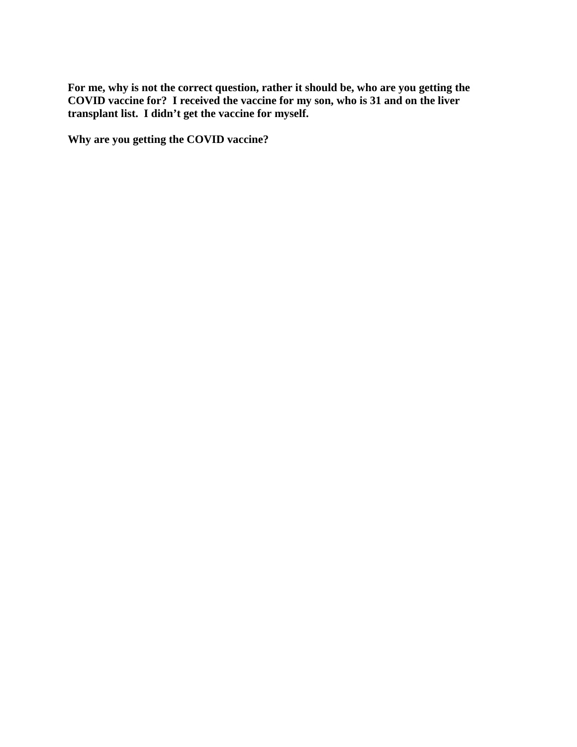**For me, why is not the correct question, rather it should be, who are you getting the COVID vaccine for? I received the vaccine for my son, who is 31 and on the liver transplant list. I didn't get the vaccine for myself.**

**Why are you getting the COVID vaccine?**